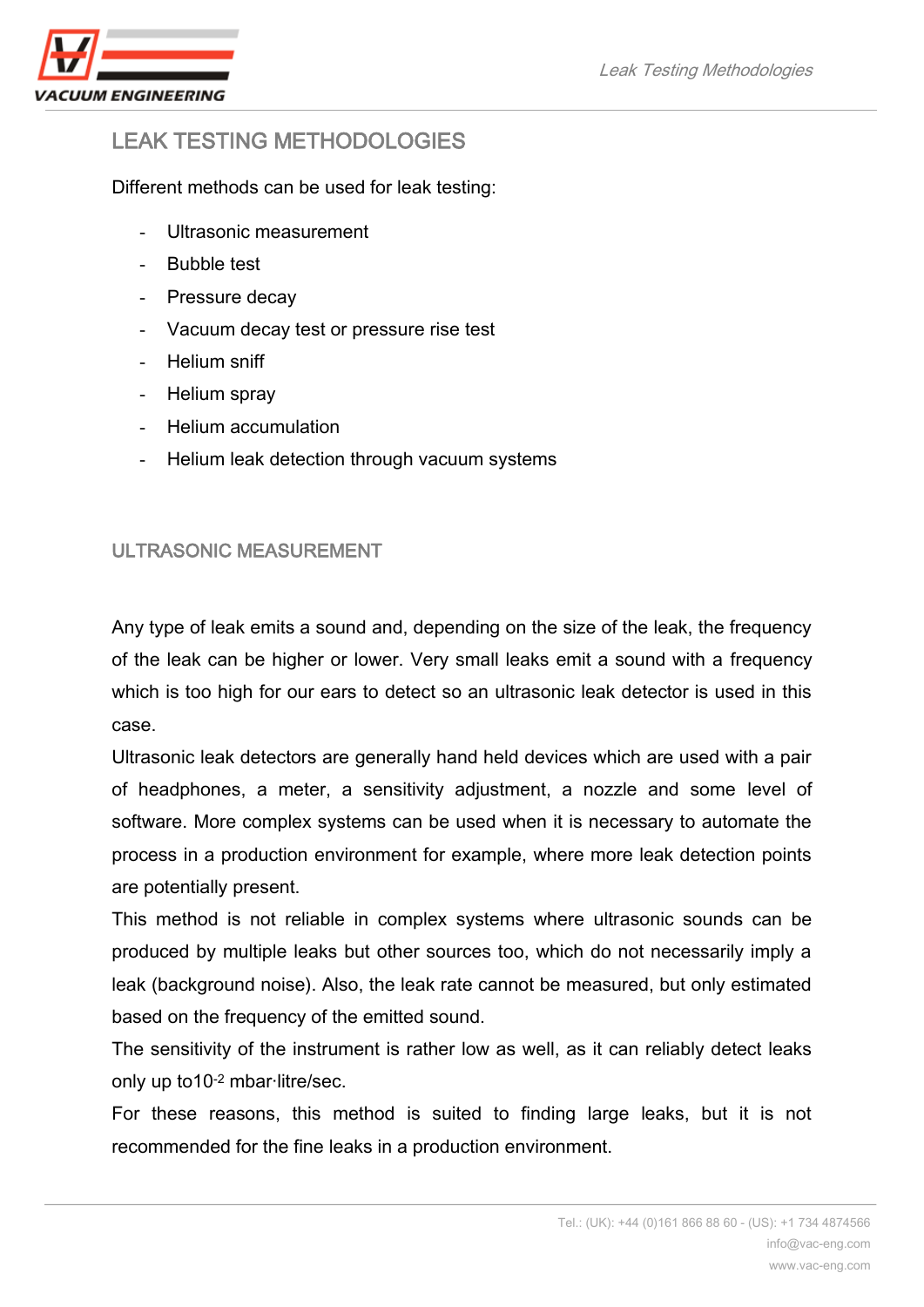# LEAK TESTING METHODOLOGIES

Different methods can be used for leak testing:

- Ultrasonic measurement
- Bubble test
- Pressure decay
- Vacuum decay test or pressure rise test
- Helium sniff
- Helium spray
- Helium accumulation
- Helium leak detection through vacuum systems

## ULTRASONIC MEASUREMENT

Any type of leak emits a sound and, depending on the size of the leak, the frequency of the leak can be higher or lower. Very small leaks emit a sound with a frequency which is too high for our ears to detect so an ultrasonic leak detector is used in this case.

Ultrasonic leak detectors are generally hand held devices which are used with a pair of headphones, a meter, a sensitivity adjustment, a nozzle and some level of software. More complex systems can be used when it is necessary to automate the process in a production environment for example, where more leak detection points are potentially present.

This method is not reliable in complex systems where ultrasonic sounds can be produced by multiple leaks but other sources too, which do not necessarily imply a leak (background noise). Also, the leak rate cannot be measured, but only estimated based on the frequency of the emitted sound.

The sensitivity of the instrument is rather low as well, as it can reliably detect leaks only up to$10^{-2}$ mbar·litre/sec.

For these reasons, this method is suited to finding large leaks, but it is not recommended for the fine leaks in a production environment.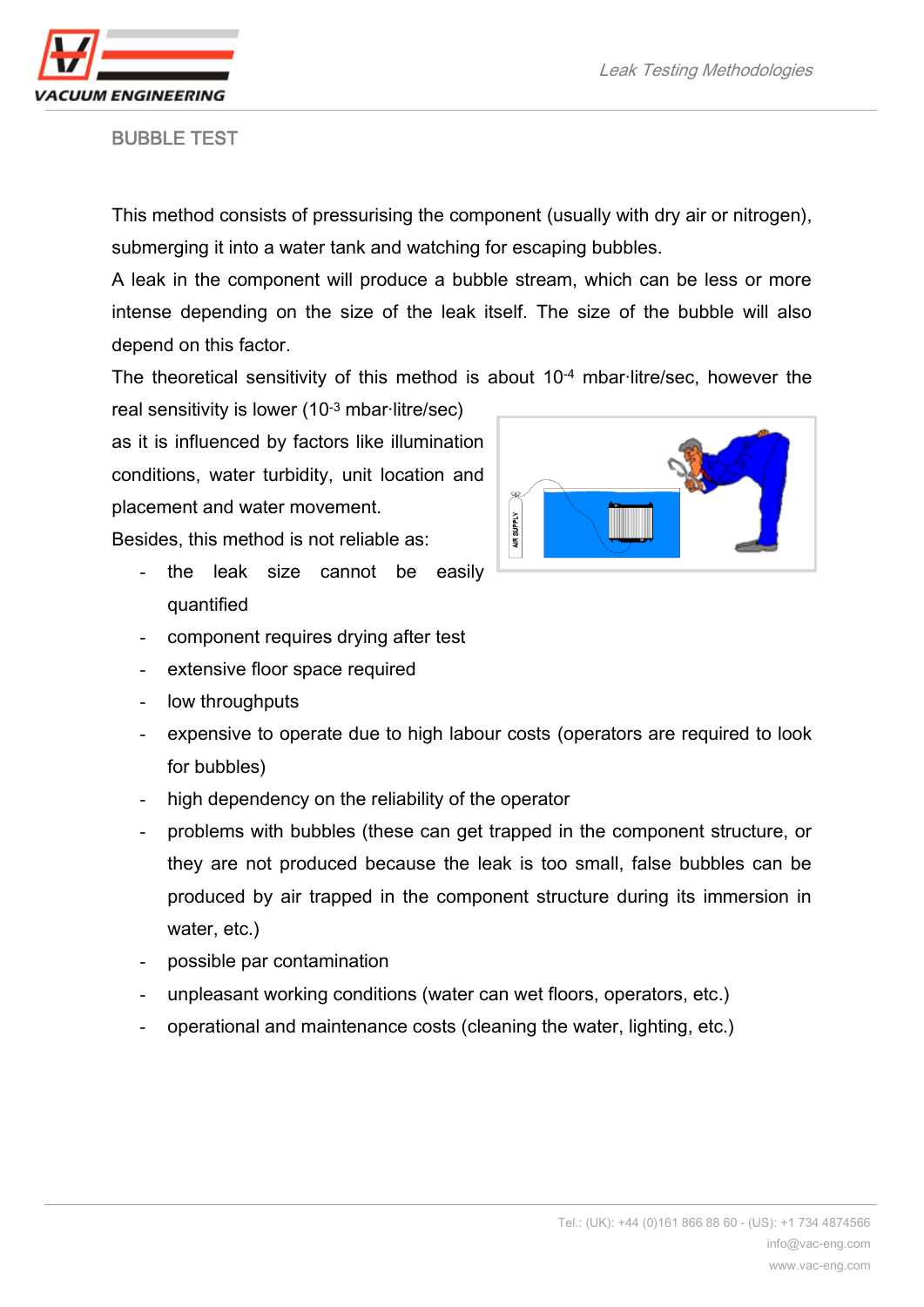## BUBBLE TEST

This method consists of pressurising the component (usually with dry air or nitrogen), submerging it into a water tank and watching for escaping bubbles.

A leak in the component will produce a bubble stream, which can be less or more intense depending on the size of the leak itself. The size of the bubble will also depend on this factor.

The theoretical sensitivity of this method is about $10^{-4}$ mbar·litre/sec, however the real sensitivity is lower ($10^{-3}$ mbar·litre/sec) as it is influenced by factors like illumination conditions, water turbidity, unit location and placement and water movement.

Besides, this method is not reliable as:

- the leak size cannot be easily quantified
- component requires drying after test
- extensive floor space required
- low throughputs
- expensive to operate due to high labour costs (operators are required to look for bubbles)
- high dependency on the reliability of the operator
- problems with bubbles (these can get trapped in the component structure, or they are not produced because the leak is too small, false bubbles can be produced by air trapped in the component structure during its immersion in water, etc.)
- possible par contamination
- unpleasant working conditions (water can wet floors, operators, etc.)
- operational and maintenance costs (cleaning the water, lighting, etc.)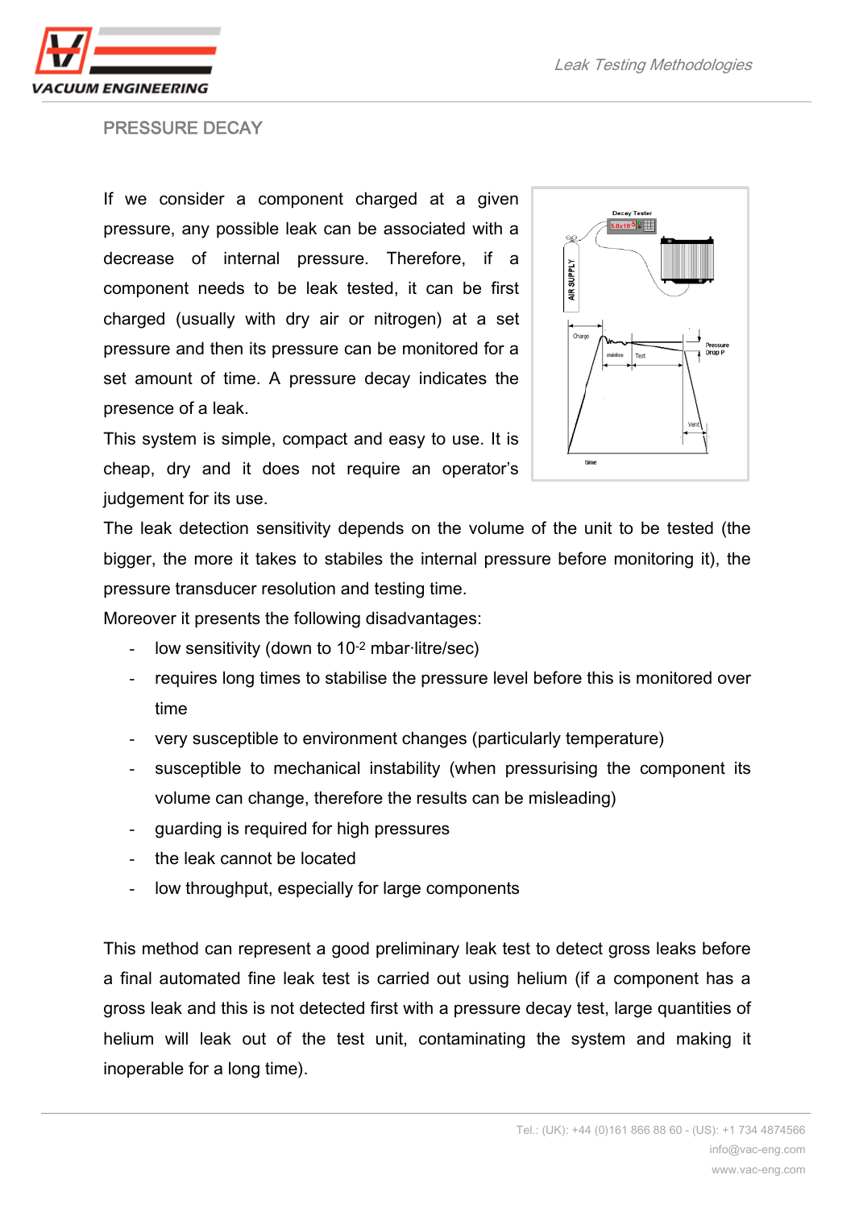## PRESSURE DECAY

If we consider a component charged at a given pressure, any possible leak can be associated with a decrease of internal pressure. Therefore, if a component needs to be leak tested, it can be first charged (usually with dry air or nitrogen) at a set pressure and then its pressure can be monitored for a set amount of time. A pressure decay indicates the presence of a leak.

This system is simple, compact and easy to use. It is cheap, dry and it does not require an operator's judgement for its use.

The leak detection sensitivity depends on the volume of the unit to be tested (the bigger, the more it takes to stabiles the internal pressure before monitoring it), the pressure transducer resolution and testing time.

Moreover it presents the following disadvantages:

- low sensitivity (down to $10^{-2}$ mbar·litre/sec)
- requires long times to stabilise the pressure level before this is monitored over time
- very susceptible to environment changes (particularly temperature)
- susceptible to mechanical instability (when pressurising the component its volume can change, therefore the results can be misleading)
- guarding is required for high pressures
- the leak cannot be located
- low throughput, especially for large components

This method can represent a good preliminary leak test to detect gross leaks before a final automated fine leak test is carried out using helium (if a component has a gross leak and this is not detected first with a pressure decay test, large quantities of helium will leak out of the test unit, contaminating the system and making it inoperable for a long time).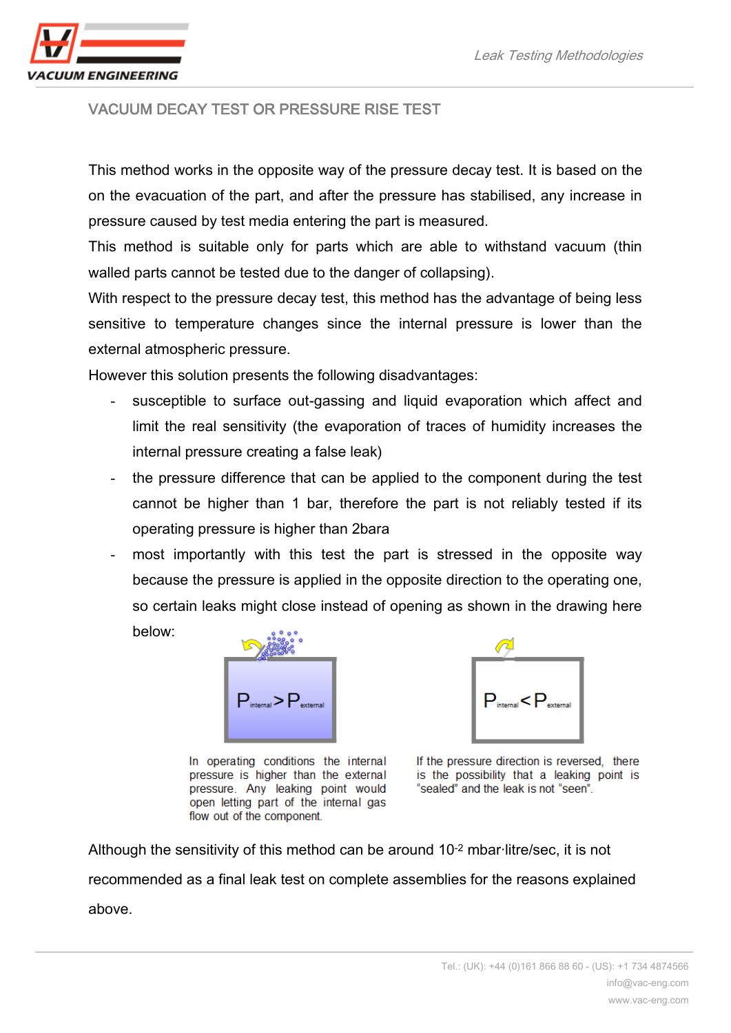## VACUUM DECAY TEST OR PRESSURE RISE TEST

This method works in the opposite way of the pressure decay test. It is based on the on the evacuation of the part, and after the pressure has stabilised, any increase in pressure caused by test media entering the part is measured.

This method is suitable only for parts which are able to withstand vacuum (thin walled parts cannot be tested due to the danger of collapsing).

With respect to the pressure decay test, this method has the advantage of being less sensitive to temperature changes since the internal pressure is lower than the external atmospheric pressure.

However this solution presents the following disadvantages:

- susceptible to surface out-gassing and liquid evaporation which affect and limit the real sensitivity (the evaporation of traces of humidity increases the internal pressure creating a false leak)
- the pressure difference that can be applied to the component during the test cannot be higher than 1 bar, therefore the part is not reliably tested if its operating pressure is higher than 2bara
- most importantly with this test the part is stressed in the opposite way because the pressure is applied in the opposite direction to the operating one, so certain leaks might close instead of opening as shown in the drawing here below:

$P_{internal} > P_{external}$

In operating conditions the internal pressure is higher than the external pressure. Any leaking point would open letting part of the internal gas flow out of the component.

$P_{internal} < P_{external}$

If the pressure direction is reversed, there is the possibility that a leaking point is "sealed" and the leak is not "seen".

Although the sensitivity of this method can be around $10^{-2}$ mbar·litre/sec, it is not recommended as a final leak test on complete assemblies for the reasons explained above.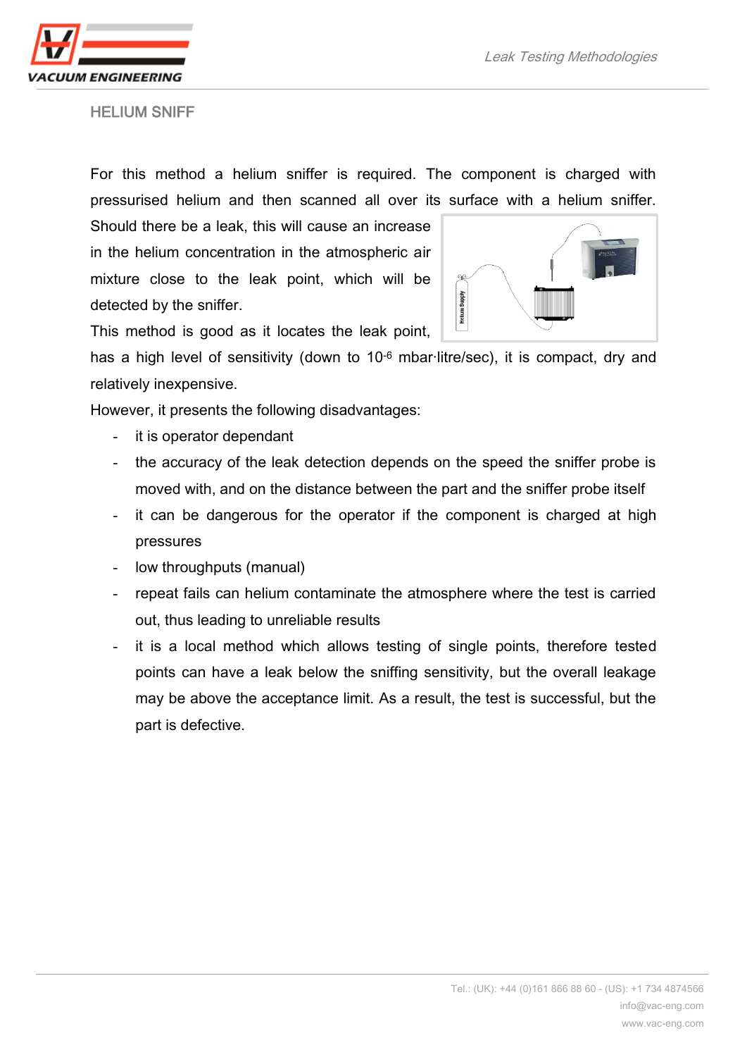## HELIUM SNIFF

For this method a helium sniffer is required. The component is charged with pressurised helium and then scanned all over its surface with a helium sniffer. Should there be a leak, this will cause an increase in the helium concentration in the atmospheric air mixture close to the leak point, which will be detected by the sniffer.

This method is good as it locates the leak point, has a high level of sensitivity (down to $10^{-6}$ mbar·litre/sec), it is compact, dry and relatively inexpensive.

However, it presents the following disadvantages:

- it is operator dependant
- the accuracy of the leak detection depends on the speed the sniffer probe is moved with, and on the distance between the part and the sniffer probe itself
- it can be dangerous for the operator if the component is charged at high pressures
- low throughputs (manual)
- repeat fails can helium contaminate the atmosphere where the test is carried out, thus leading to unreliable results
- it is a local method which allows testing of single points, therefore tested points can have a leak below the sniffing sensitivity, but the overall leakage may be above the acceptance limit. As a result, the test is successful, but the part is defective.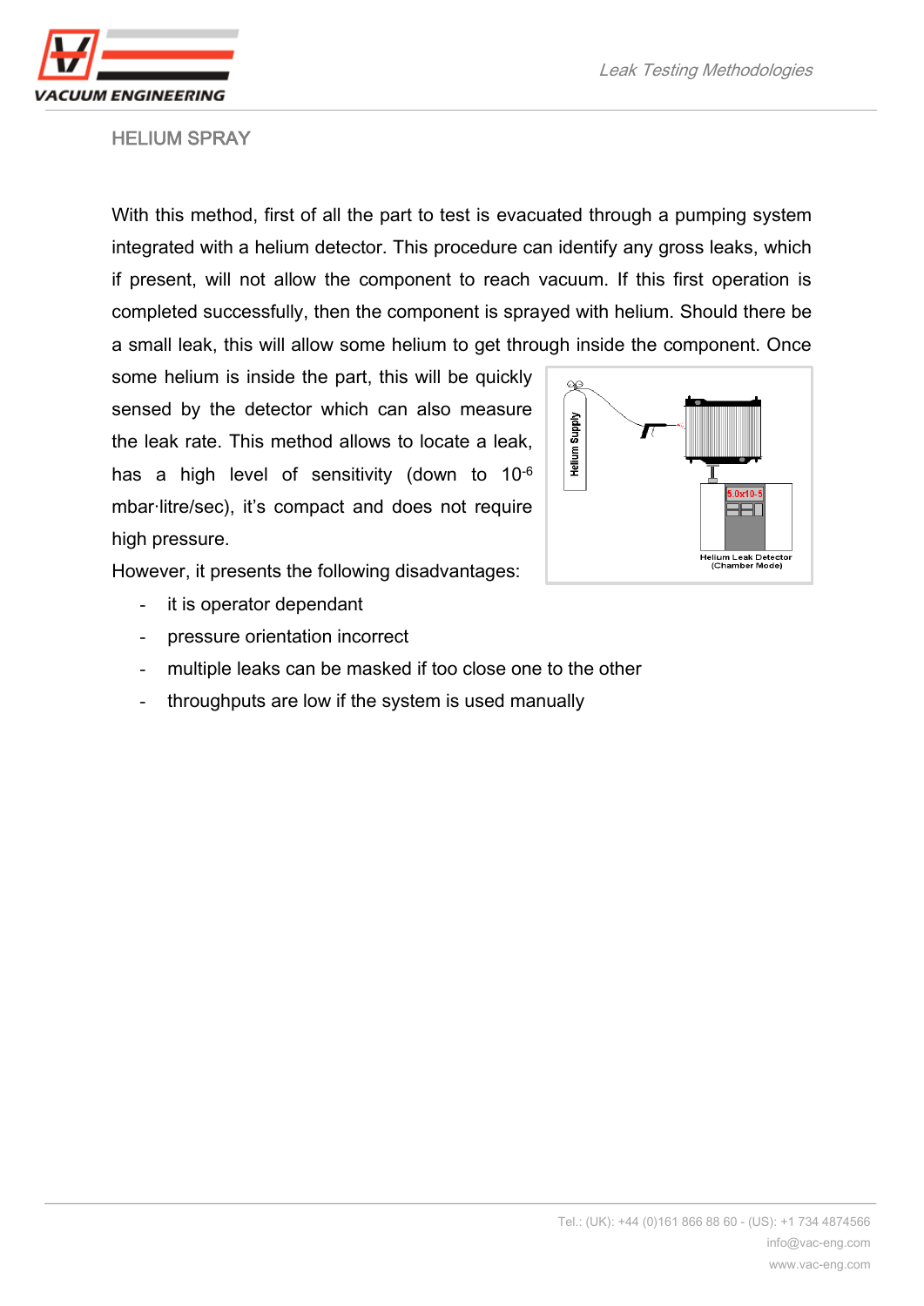## HELIUM SPRAY

With this method, first of all the part to test is evacuated through a pumping system integrated with a helium detector. This procedure can identify any gross leaks, which if present, will not allow the component to reach vacuum. If this first operation is completed successfully, then the component is sprayed with helium. Should there be a small leak, this will allow some helium to get through inside the component. Once some helium is inside the part, this will be quickly sensed by the detector which can also measure the leak rate. This method allows to locate a leak, has a high level of sensitivity (down to $10^{-6}$ mbar·litre/sec), it's compact and does not require high pressure.

However, it presents the following disadvantages:

- it is operator dependant
- pressure orientation incorrect
- multiple leaks can be masked if too close one to the other
- throughputs are low if the system is used manually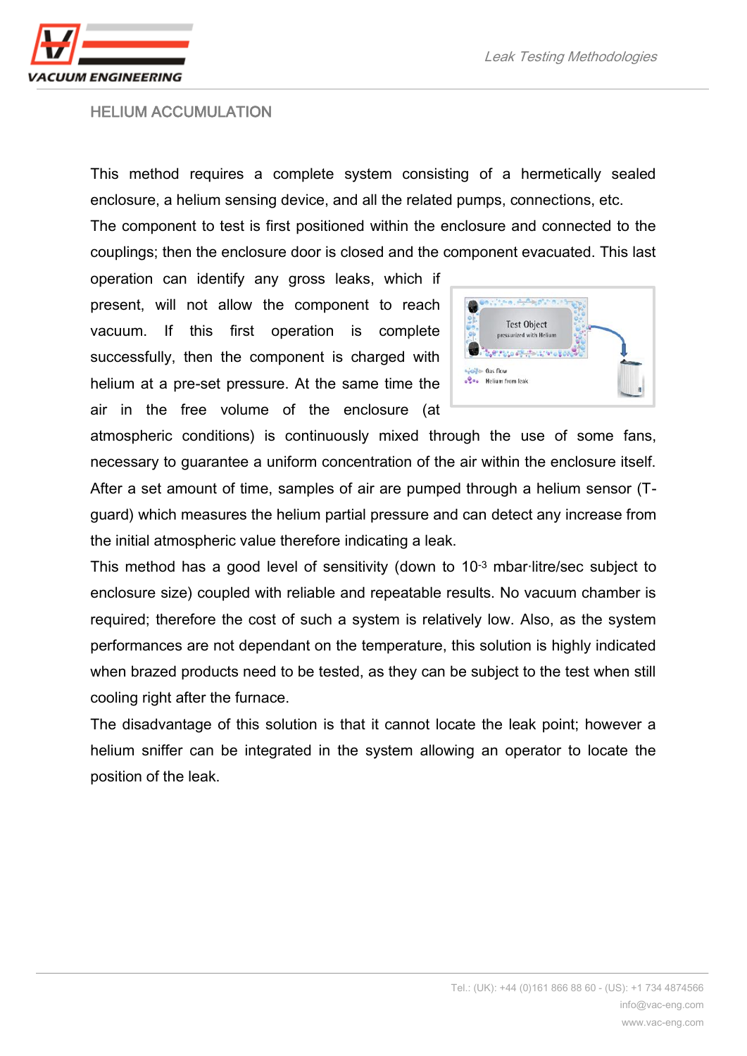## HELIUM ACCUMULATION

This method requires a complete system consisting of a hermetically sealed enclosure, a helium sensing device, and all the related pumps, connections, etc.

The component to test is first positioned within the enclosure and connected to the couplings; then the enclosure door is closed and the component evacuated. This last operation can identify any gross leaks, which if present, will not allow the component to reach vacuum. If this first operation is complete successfully, then the component is charged with helium at a pre-set pressure. At the same time the air in the free volume of the enclosure (at atmospheric conditions) is continuously mixed through the use of some fans, necessary to guarantee a uniform concentration of the air within the enclosure itself. After a set amount of time, samples of air are pumped through a helium sensor (T-guard) which measures the helium partial pressure and can detect any increase from the initial atmospheric value therefore indicating a leak.

This method has a good level of sensitivity (down to $10^{-3}$ mbar·litre/sec subject to enclosure size) coupled with reliable and repeatable results. No vacuum chamber is required; therefore the cost of such a system is relatively low. Also, as the system performances are not dependant on the temperature, this solution is highly indicated when brazed products need to be tested, as they can be subject to the test when still cooling right after the furnace.

The disadvantage of this solution is that it cannot locate the leak point; however a helium sniffer can be integrated in the system allowing an operator to locate the position of the leak.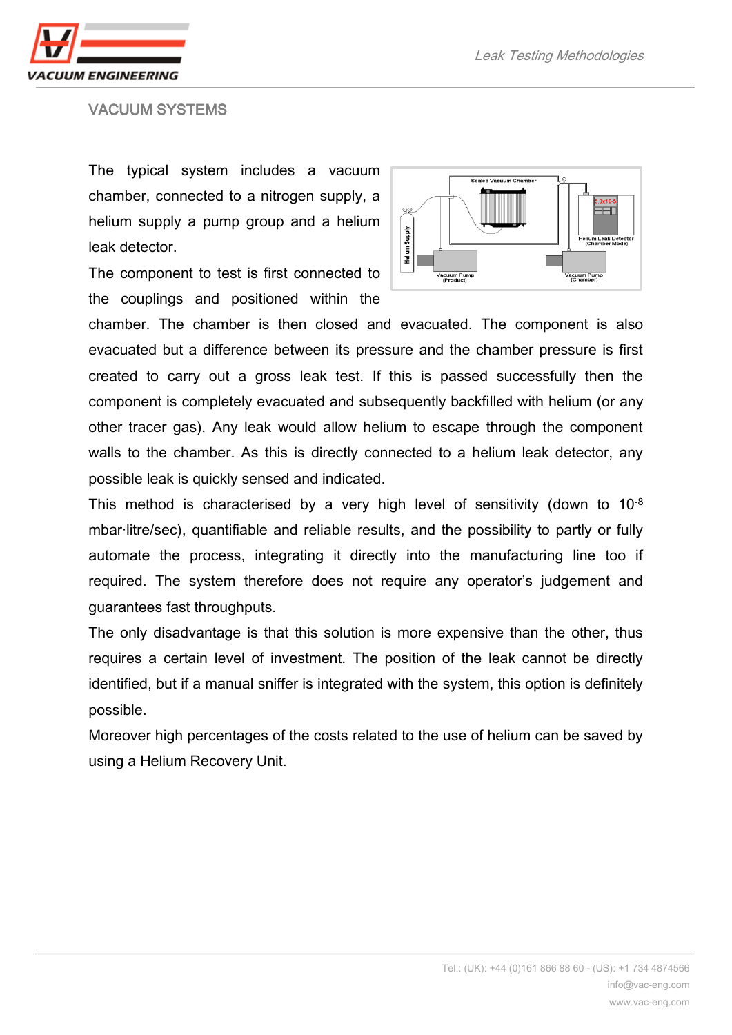## VACUUM SYSTEMS

The typical system includes a vacuum chamber, connected to a nitrogen supply, a helium supply a pump group and a helium leak detector.

The component to test is first connected to the couplings and positioned within the chamber. The chamber is then closed and evacuated. The component is also evacuated but a difference between its pressure and the chamber pressure is first created to carry out a gross leak test. If this is passed successfully then the component is completely evacuated and subsequently backfilled with helium (or any other tracer gas). Any leak would allow helium to escape through the component walls to the chamber. As this is directly connected to a helium leak detector, any possible leak is quickly sensed and indicated.

This method is characterised by a very high level of sensitivity (down to $10^{-8}$ mbar·litre/sec), quantifiable and reliable results, and the possibility to partly or fully automate the process, integrating it directly into the manufacturing line too if required. The system therefore does not require any operator's judgement and guarantees fast throughputs.

The only disadvantage is that this solution is more expensive than the other, thus requires a certain level of investment. The position of the leak cannot be directly identified, but if a manual sniffer is integrated with the system, this option is definitely possible.

Moreover high percentages of the costs related to the use of helium can be saved by using a Helium Recovery Unit.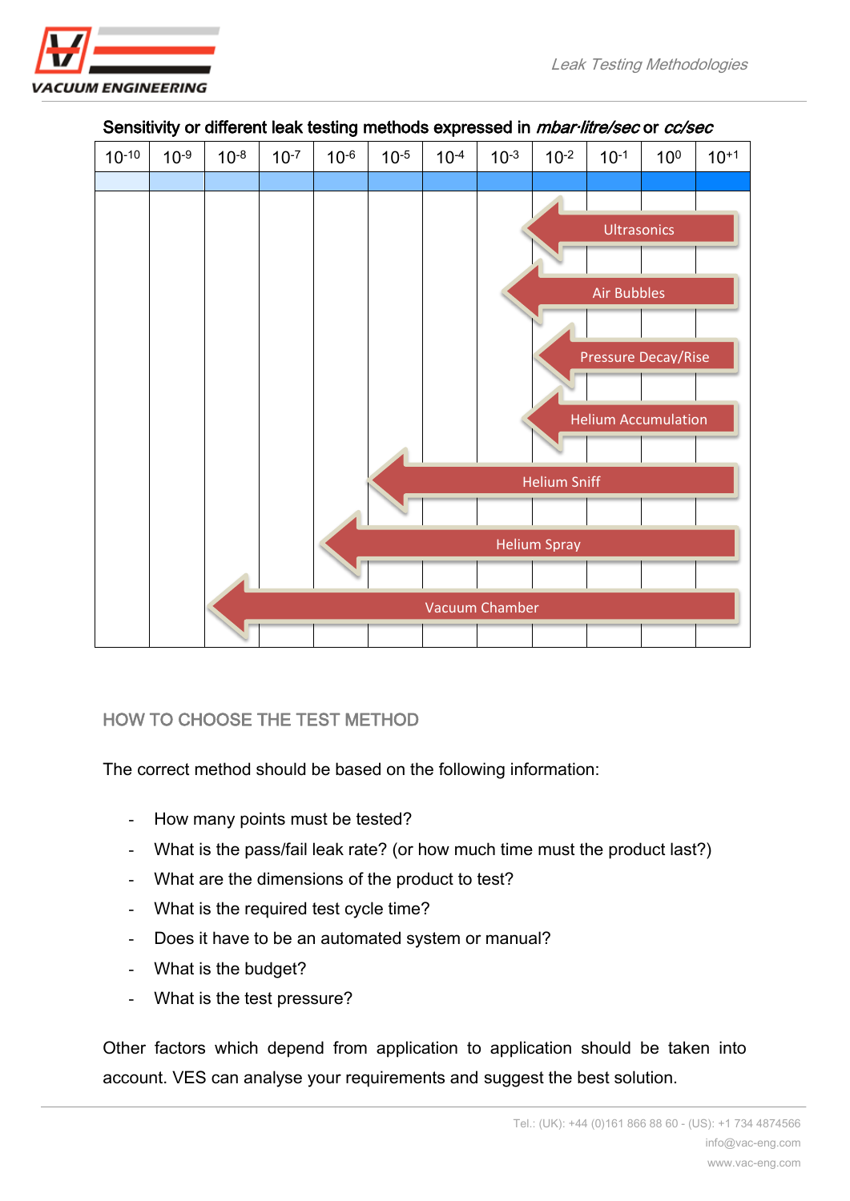Sensitivity or different leak testing methods expressed in *mbar·litre/sec* or *cc/sec*

$10^{-10}$ $10^{-9}$ $10^{-8}$ $10^{-7}$ $10^{-6}$ $10^{-5}$ $10^{-4}$ $10^{-3}$ $10^{-2}$ $10^{-1}$ $10^{0}$ $10^{+1}$

Ultrasonics

Air Bubbles

Pressure Decay/Rise

Helium Accumulation

Helium Sniff

Helium Spray

Vacuum Chamber

## HOW TO CHOOSE THE TEST METHOD

The correct method should be based on the following information:

- How many points must be tested?
- What is the pass/fail leak rate? (or how much time must the product last?)
- What are the dimensions of the product to test?
- What is the required test cycle time?
- Does it have to be an automated system or manual?
- What is the budget?
- What is the test pressure?

Other factors which depend from application to application should be taken into account. VES can analyse your requirements and suggest the best solution.

Tel.: (UK): +44 (0)161 866 88 60 - (US): +1 734 4874566
info@vac-eng.com
www.vac-eng.com